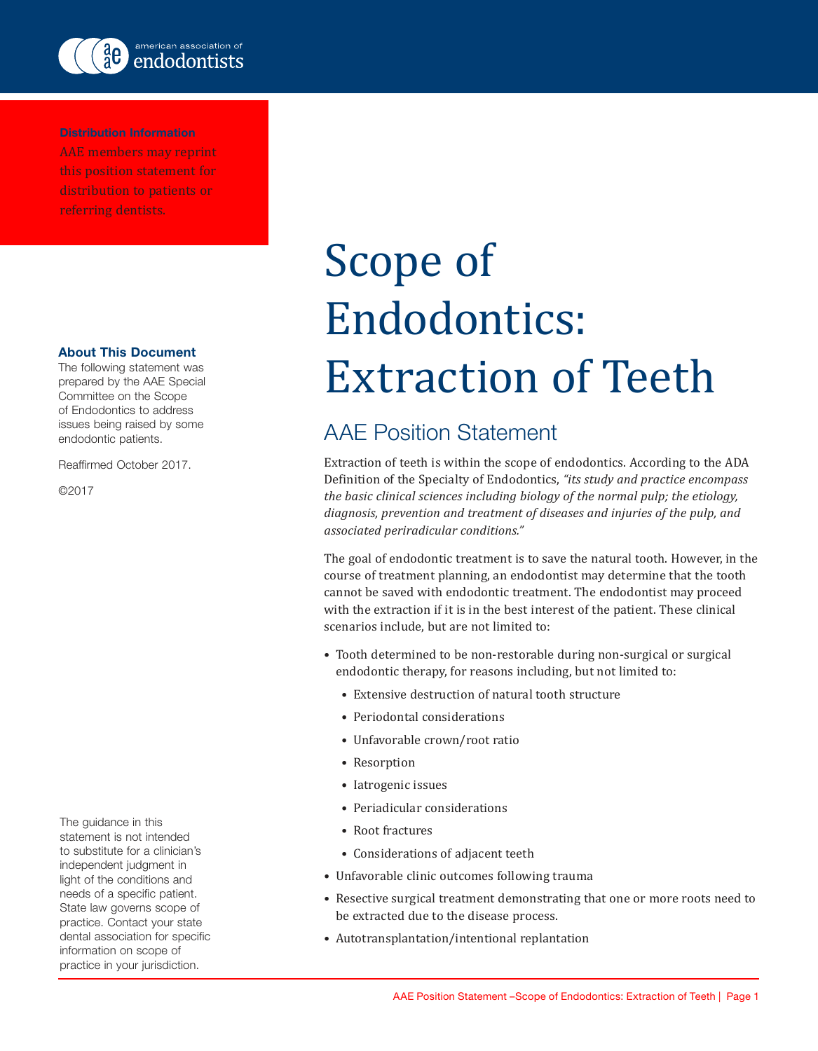american association of endodontists

**Distribution Information**
AAE members may reprint this position statement for distribution to patients or referring dentists.

# Scope of Endodontics: Extraction of Teeth

## AAE Position Statement

Extraction of teeth is within the scope of endodontics. According to the ADA Definition of the Specialty of Endodontics, *"its study and practice encompass the basic clinical sciences including biology of the normal pulp; the etiology, diagnosis, prevention and treatment of diseases and injuries of the pulp, and associated periradicular conditions."*

The goal of endodontic treatment is to save the natural tooth. However, in the course of treatment planning, an endodontist may determine that the tooth cannot be saved with endodontic treatment. The endodontist may proceed with the extraction if it is in the best interest of the patient. These clinical scenarios include, but are not limited to:

- Tooth determined to be non-restorable during non-surgical or surgical endodontic therapy, for reasons including, but not limited to:
  - Extensive destruction of natural tooth structure
  - Periodontal considerations
  - Unfavorable crown/root ratio
  - Resorption
  - Iatrogenic issues
  - Periadicular considerations
  - Root fractures
  - Considerations of adjacent teeth
- Unfavorable clinic outcomes following trauma
- Resective surgical treatment demonstrating that one or more roots need to be extracted due to the disease process.
- Autotransplantation/intentional replantation

**About This Document**
The following statement was prepared by the AAE Special Committee on the Scope of Endodontics to address issues being raised by some endodontic patients.

Reaffirmed October 2017.

©2017

The guidance in this statement is not intended to substitute for a clinician's independent judgment in light of the conditions and needs of a specific patient. State law governs scope of practice. Contact your state dental association for specific information on scope of practice in your jurisdiction.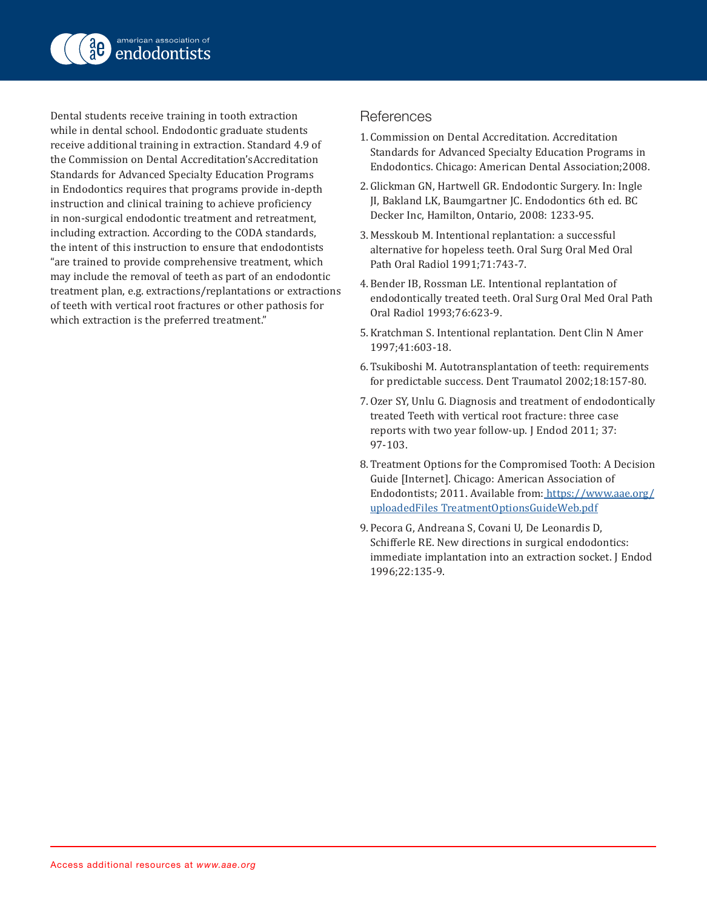Dental students receive training in tooth extraction while in dental school. Endodontic graduate students receive additional training in extraction. Standard 4.9 of the Commission on Dental Accreditation'sAccreditation Standards for Advanced Specialty Education Programs in Endodontics requires that programs provide in-depth instruction and clinical training to achieve proficiency in non-surgical endodontic treatment and retreatment, including extraction. According to the CODA standards, the intent of this instruction to ensure that endodontists "are trained to provide comprehensive treatment, which may include the removal of teeth as part of an endodontic treatment plan, e.g. extractions/replantations or extractions of teeth with vertical root fractures or other pathosis for which extraction is the preferred treatment."

## References

1. Commission on Dental Accreditation. Accreditation Standards for Advanced Specialty Education Programs in Endodontics. Chicago: American Dental Association;2008.
2. Glickman GN, Hartwell GR. Endodontic Surgery. In: Ingle JI, Bakland LK, Baumgartner JC. Endodontics 6th ed. BC Decker Inc, Hamilton, Ontario, 2008: 1233-95.
3. Messkoub M. Intentional replantation: a successful alternative for hopeless teeth. Oral Surg Oral Med Oral Path Oral Radiol 1991;71:743-7.
4. Bender IB, Rossman LE. Intentional replantation of endodontically treated teeth. Oral Surg Oral Med Oral Path Oral Radiol 1993;76:623-9.
5. Kratchman S. Intentional replantation. Dent Clin N Amer 1997;41:603-18.
6. Tsukiboshi M. Autotransplantation of teeth: requirements for predictable success. Dent Traumatol 2002;18:157-80.
7. Ozer SY, Unlu G. Diagnosis and treatment of endodontically treated Teeth with vertical root fracture: three case reports with two year follow-up. J Endod 2011; 37: 97-103.
8. Treatment Options for the Compromised Tooth: A Decision Guide [Internet]. Chicago: American Association of Endodontists; 2011. Available from: https://www.aae.org/uploadedFiles TreatmentOptionsGuideWeb.pdf
9. Pecora G, Andreana S, Covani U, De Leonardis D, Schifferle RE. New directions in surgical endodontics: immediate implantation into an extraction socket. J Endod 1996;22:135-9.

Access additional resources at *www.aae.org*